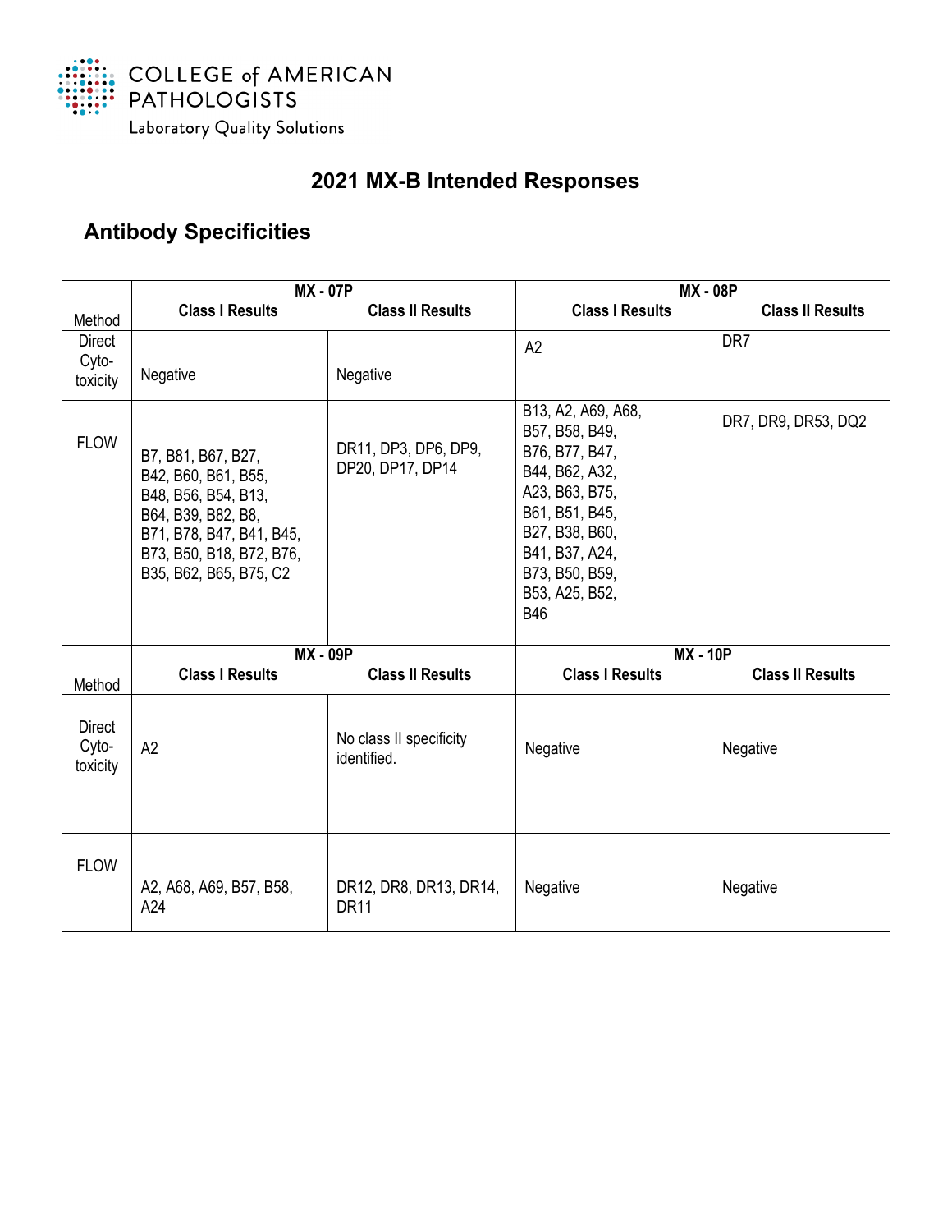COLLEGE of AMERICAN PATHOLOGISTS

Laboratory Quality Solutions

# 2021 MX-B Intended Responses

## Antibody Specificities

| Method | MX - 07P | | MX - 08P | |
|---|---|---|---|---|
| | Class I Results | Class II Results | Class I Results | Class II Results |
| Direct Cyto-toxicity | Negative | Negative | A2 | DR7 |
| FLOW | B7, B81, B67, B27, B42, B60, B61, B55, B48, B56, B54, B13, B64, B39, B82, B8, B71, B78, B47, B41, B45, B73, B50, B18, B72, B76, B35, B62, B65, B75, C2 | DR11, DP3, DP6, DP9, DP20, DP17, DP14 | B13, A2, A69, A68, B57, B58, B49, B76, B77, B47, B44, B62, A32, A23, B63, B75, B61, B51, B45, B27, B38, B60, B41, B37, A24, B73, B50, B59, B53, A25, B52, B46 | DR7, DR9, DR53, DQ2 |

| Method | MX - 09P | | MX - 10P | |
|---|---|---|---|---|
| | Class I Results | Class II Results | Class I Results | Class II Results |
| Direct Cyto-toxicity | A2 | No class II specificity identified. | Negative | Negative |
| FLOW | A2, A68, A69, B57, B58, A24 | DR12, DR8, DR13, DR14, DR11 | Negative | Negative |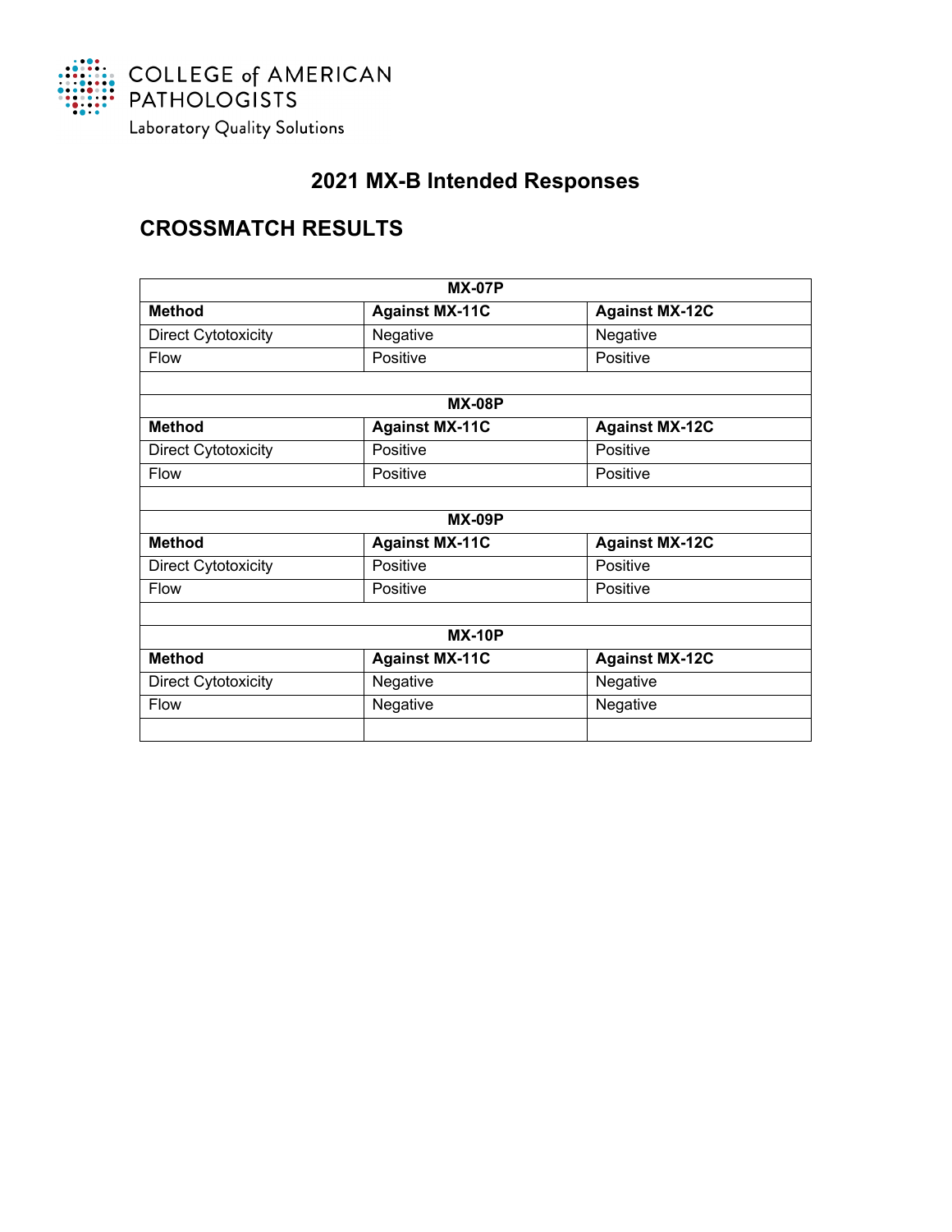# 2021 MX-B Intended Responses

## CROSSMATCH RESULTS

| MX-07P | | |
|---|---|---|
| **Method** | **Against MX-11C** | **Against MX-12C** |
| Direct Cytotoxicity | Negative | Negative |
| Flow | Positive | Positive |

| MX-08P | | |
|---|---|---|
| **Method** | **Against MX-11C** | **Against MX-12C** |
| Direct Cytotoxicity | Positive | Positive |
| Flow | Positive | Positive |

| MX-09P | | |
|---|---|---|
| **Method** | **Against MX-11C** | **Against MX-12C** |
| Direct Cytotoxicity | Positive | Positive |
| Flow | Positive | Positive |

| MX-10P | | |
|---|---|---|
| **Method** | **Against MX-11C** | **Against MX-12C** |
| Direct Cytotoxicity | Negative | Negative |
| Flow | Negative | Negative |